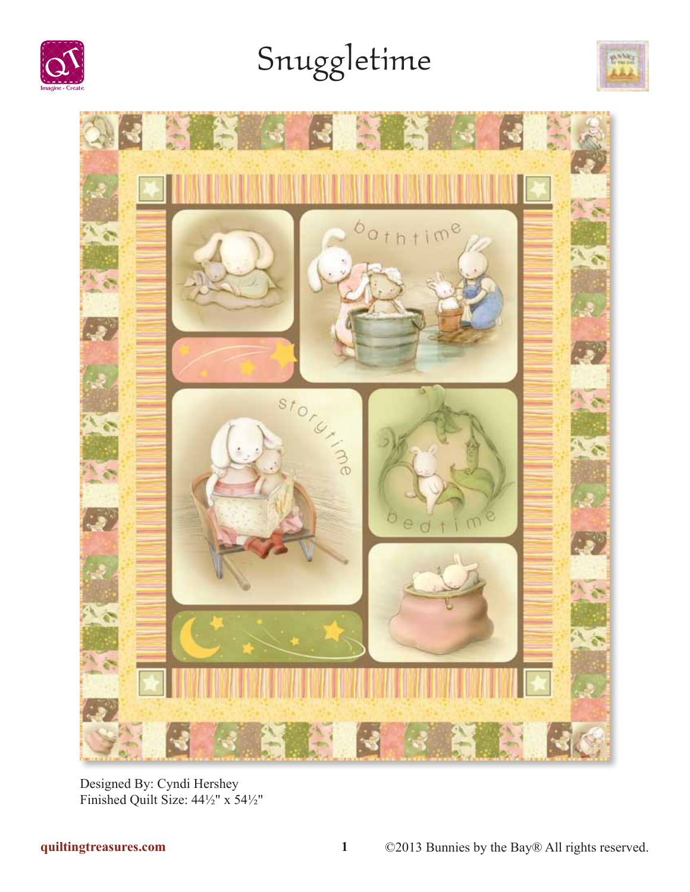# Snuggletime

Designed By: Cyndi Hershey
Finished Quilt Size: 44½" x 54½"

quiltingtreasures.com

©2013 Bunnies by the Bay® All rights reserved.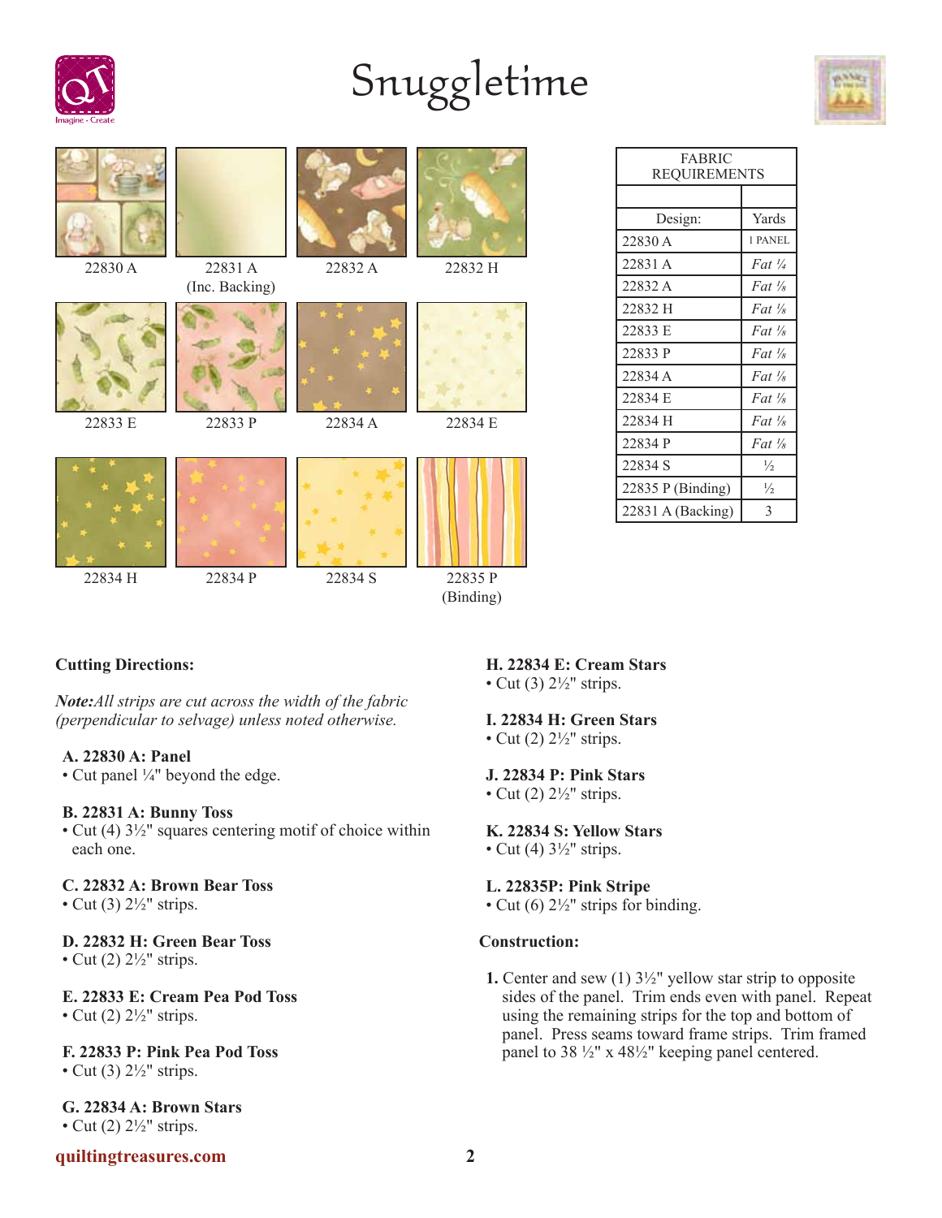# Snuggletime

22830 A

22831 A (Inc. Backing)

22832 A

22832 H

22833 E

22833 P

22834 A

22834 E

22834 H

22834 P

22834 S

22835 P (Binding)

| FABRIC REQUIREMENTS | |
|---|---|
| | |
| Design: | Yards |
| 22830 A | 1 PANEL |
| 22831 A | *Fat ¼* |
| 22832 A | *Fat ⅛* |
| 22832 H | *Fat ⅛* |
| 22833 E | *Fat ⅛* |
| 22833 P | *Fat ⅛* |
| 22834 A | *Fat ⅛* |
| 22834 E | *Fat ⅛* |
| 22834 H | *Fat ⅛* |
| 22834 P | *Fat ⅛* |
| 22834 S | ½ |
| 22835 P (Binding) | ½ |
| 22831 A (Backing) | 3 |

**Cutting Directions:**

***Note:****All strips are cut across the width of the fabric (perpendicular to selvage) unless noted otherwise.*

**A. 22830 A: Panel**
- Cut panel ¼" beyond the edge.

**B. 22831 A: Bunny Toss**
- Cut (4) 3½" squares centering motif of choice within each one.

**C. 22832 A: Brown Bear Toss**
- Cut (3) 2½" strips.

**D. 22832 H: Green Bear Toss**
- Cut (2) 2½" strips.

**E. 22833 E: Cream Pea Pod Toss**
- Cut (2) 2½" strips.

**F. 22833 P: Pink Pea Pod Toss**
- Cut (3) 2½" strips.

**G. 22834 A: Brown Stars**
- Cut (2) 2½" strips.

**H. 22834 E: Cream Stars**
- Cut (3) 2½" strips.

**I. 22834 H: Green Stars**
- Cut (2) 2½" strips.

**J. 22834 P: Pink Stars**
- Cut (2) 2½" strips.

**K. 22834 S: Yellow Stars**
- Cut (4) 3½" strips.

**L. 22835P: Pink Stripe**
- Cut (6) 2½" strips for binding.

**Construction:**

**1.** Center and sew (1) 3½" yellow star strip to opposite sides of the panel. Trim ends even with panel. Repeat using the remaining strips for the top and bottom of panel. Press seams toward frame strips. Trim framed panel to 38 ½" x 48½" keeping panel centered.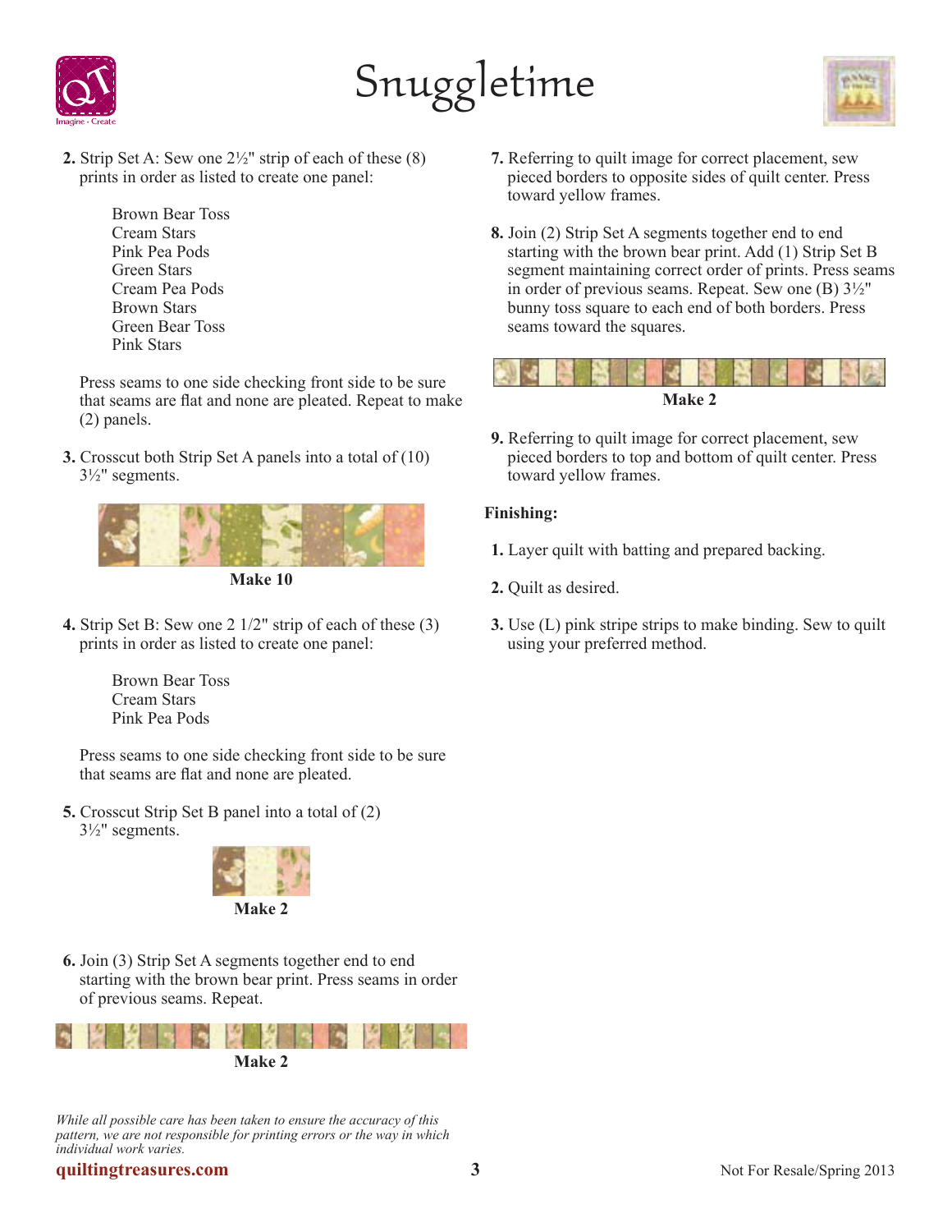# Snuggletime

2. Strip Set A: Sew one 2½" strip of each of these (8) prints in order as listed to create one panel:

   Brown Bear Toss
   Cream Stars
   Pink Pea Pods
   Green Stars
   Cream Pea Pods
   Brown Stars
   Green Bear Toss
   Pink Stars

   Press seams to one side checking front side to be sure that seams are flat and none are pleated. Repeat to make (2) panels.

3. Crosscut both Strip Set A panels into a total of (10) 3½" segments.

   **Make 10**

4. Strip Set B: Sew one 2 1/2" strip of each of these (3) prints in order as listed to create one panel:

   Brown Bear Toss
   Cream Stars
   Pink Pea Pods

   Press seams to one side checking front side to be sure that seams are flat and none are pleated.

5. Crosscut Strip Set B panel into a total of (2) 3½" segments.

   **Make 2**

6. Join (3) Strip Set A segments together end to end starting with the brown bear print. Press seams in order of previous seams. Repeat.

   **Make 2**

7. Referring to quilt image for correct placement, sew pieced borders to opposite sides of quilt center. Press toward yellow frames.

8. Join (2) Strip Set A segments together end to end starting with the brown bear print. Add (1) Strip Set B segment maintaining correct order of prints. Press seams in order of previous seams. Repeat. Sew one (B) 3½" bunny toss square to each end of both borders. Press seams toward the squares.

   **Make 2**

9. Referring to quilt image for correct placement, sew pieced borders to top and bottom of quilt center. Press toward yellow frames.

**Finishing:**

1. Layer quilt with batting and prepared backing.

2. Quilt as desired.

3. Use (L) pink stripe strips to make binding. Sew to quilt using your preferred method.

*While all possible care has been taken to ensure the accuracy of this pattern, we are not responsible for printing errors or the way in which individual work varies.*

**quiltingtreasures.com**

Not For Resale/Spring 2013